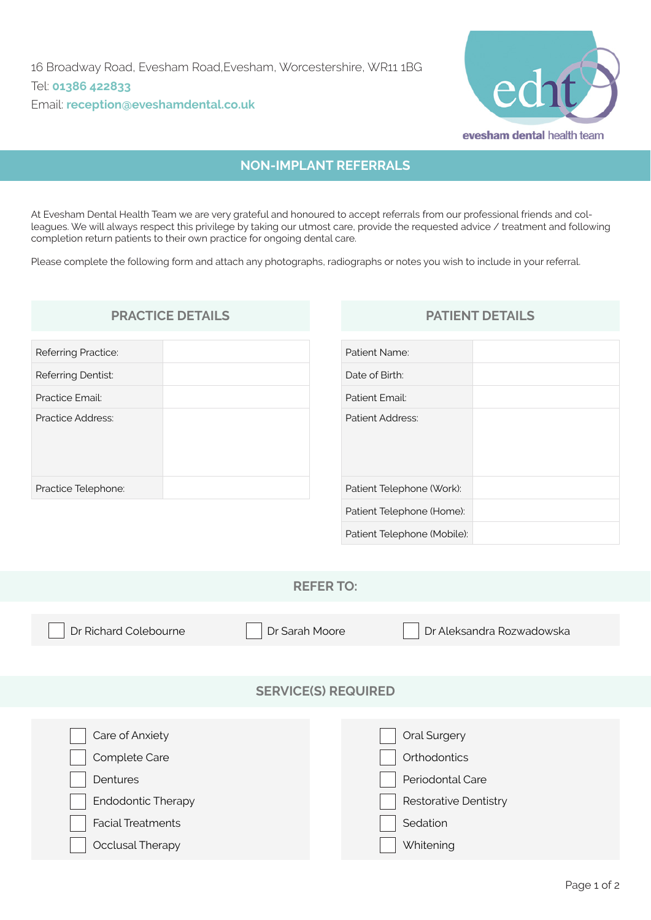16 Broadway Road, Evesham Road,Evesham, Worcestershire, WR11 1BG
Tel: **01386 422833**
Email: **reception@eveshamdental.co.uk**

edht
evesham dental health team

## NON-IMPLANT REFERRALS

At Evesham Dental Health Team we are very grateful and honoured to accept referrals from our professional friends and colleagues. We will always respect this privilege by taking our utmost care, provide the requested advice / treatment and following completion return patients to their own practice for ongoing dental care.

Please complete the following form and attach any photographs, radiographs or notes you wish to include in your referral.

### PRACTICE DETAILS

| | |
|---|---|
| Referring Practice: | |
| Referring Dentist: | |
| Practice Email: | |
| Practice Address: | |
| Practice Telephone: | |

### PATIENT DETAILS

| | |
|---|---|
| Patient Name: | |
| Date of Birth: | |
| Patient Email: | |
| Patient Address: | |
| Patient Telephone (Work): | |
| Patient Telephone (Home): | |
| Patient Telephone (Mobile): | |

### REFER TO:

- [ ] Dr Richard Colebourne
- [ ] Dr Sarah Moore
- [ ] Dr Aleksandra Rozwadowska

### SERVICE(S) REQUIRED

- [ ] Care of Anxiety
- [ ] Complete Care
- [ ] Dentures
- [ ] Endodontic Therapy
- [ ] Facial Treatments
- [ ] Occlusal Therapy
- [ ] Oral Surgery
- [ ] Orthodontics
- [ ] Periodontal Care
- [ ] Restorative Dentistry
- [ ] Sedation
- [ ] Whitening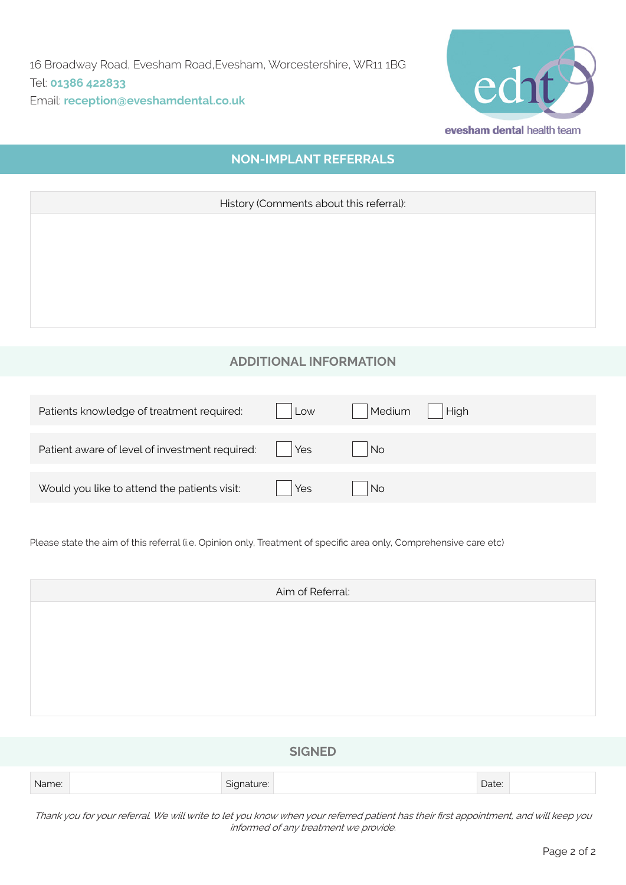16 Broadway Road, Evesham Road,Evesham, Worcestershire, WR11 1BG
Tel: **01386 422833**
Email: **reception@eveshamdental.co.uk**

evesham dental health team

## NON-IMPLANT REFERRALS

| History (Comments about this referral): |
|---|
| |

## ADDITIONAL INFORMATION

| | | | |
|---|---|---|---|
| Patients knowledge of treatment required: | ☐ Low | ☐ Medium | ☐ High |
| Patient aware of level of investment required: | ☐ Yes | ☐ No | |
| Would you like to attend the patients visit: | ☐ Yes | ☐ No | |

Please state the aim of this referral (i.e. Opinion only, Treatment of specific area only, Comprehensive care etc)

| Aim of Referral: |
|---|
| |

## SIGNED

| | | | | | |
|---|---|---|---|---|---|
| Name: | | Signature: | | Date: | |

*Thank you for your referral. We will write to let you know when your referred patient has their first appointment, and will keep you informed of any treatment we provide.*